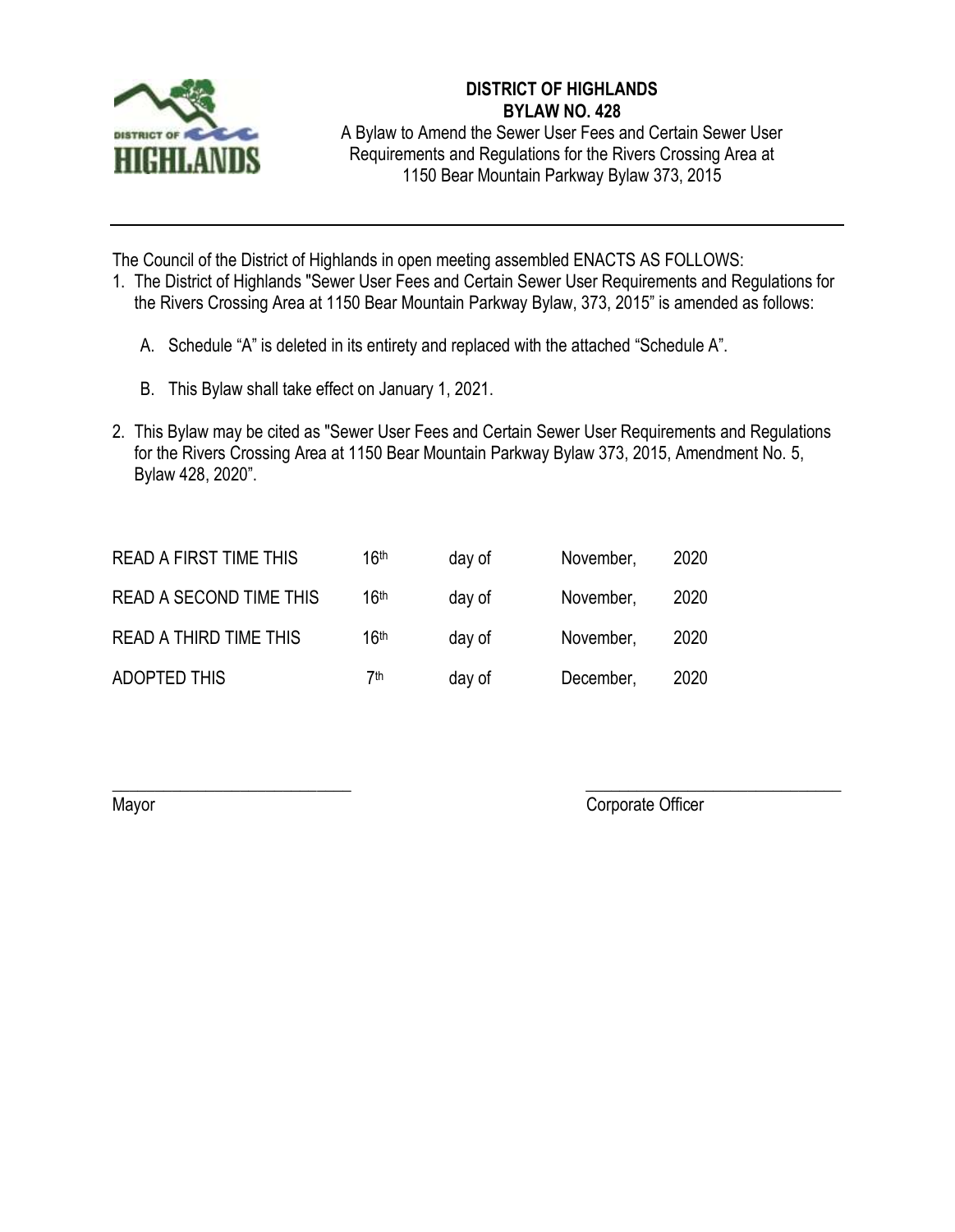# DISTRICT OF HIGHLANDS
## BYLAW NO. 428

A Bylaw to Amend the Sewer User Fees and Certain Sewer User Requirements and Regulations for the Rivers Crossing Area at 1150 Bear Mountain Parkway Bylaw 373, 2015

---

The Council of the District of Highlands in open meeting assembled ENACTS AS FOLLOWS:

1. The District of Highlands "Sewer User Fees and Certain Sewer User Requirements and Regulations for the Rivers Crossing Area at 1150 Bear Mountain Parkway Bylaw, 373, 2015" is amended as follows:

   A. Schedule "A" is deleted in its entirety and replaced with the attached "Schedule A".

   B. This Bylaw shall take effect on January 1, 2021.

2. This Bylaw may be cited as "Sewer User Fees and Certain Sewer User Requirements and Regulations for the Rivers Crossing Area at 1150 Bear Mountain Parkway Bylaw 373, 2015, Amendment No. 5, Bylaw 428, 2020".

| | | | | |
|---|---|---|---|---|
| READ A FIRST TIME THIS | 16th | day of | November, | 2020 |
| READ A SECOND TIME THIS | 16th | day of | November, | 2020 |
| READ A THIRD TIME THIS | 16th | day of | November, | 2020 |
| ADOPTED THIS | 7th | day of | December, | 2020 |

\_\_\_\_\_\_\_\_\_\_\_\_\_\_\_\_\_\_\_\_\_\_\_\_\_\_\_\_
Mayor

\_\_\_\_\_\_\_\_\_\_\_\_\_\_\_\_\_\_\_\_\_\_\_\_\_\_\_\_
Corporate Officer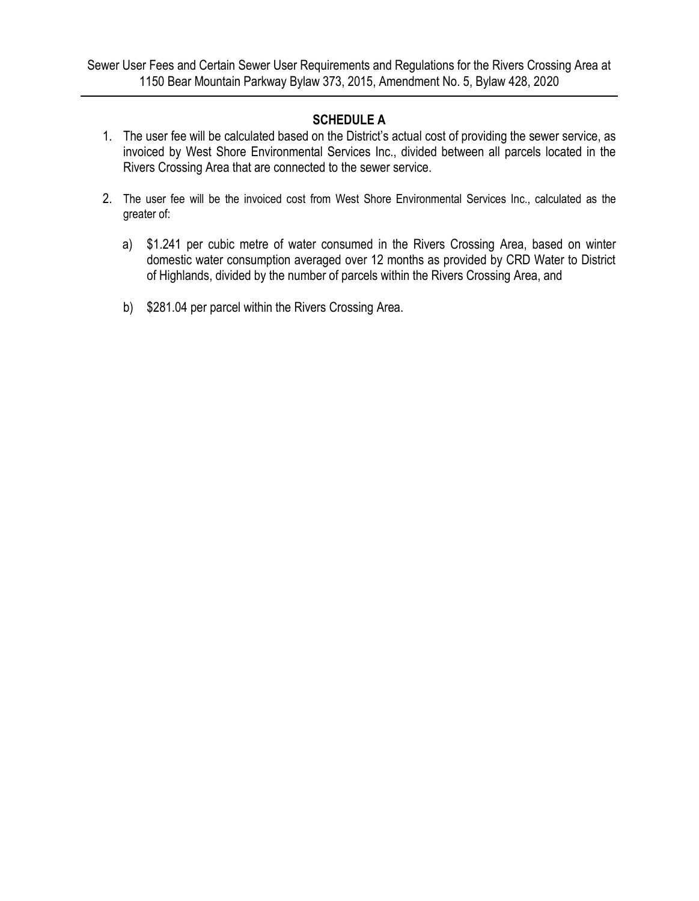## SCHEDULE A

1. The user fee will be calculated based on the District's actual cost of providing the sewer service, as invoiced by West Shore Environmental Services Inc., divided between all parcels located in the Rivers Crossing Area that are connected to the sewer service.

2. The user fee will be the invoiced cost from West Shore Environmental Services Inc., calculated as the greater of:

   a) $1.241 per cubic metre of water consumed in the Rivers Crossing Area, based on winter domestic water consumption averaged over 12 months as provided by CRD Water to District of Highlands, divided by the number of parcels within the Rivers Crossing Area, and

   b) $281.04 per parcel within the Rivers Crossing Area.